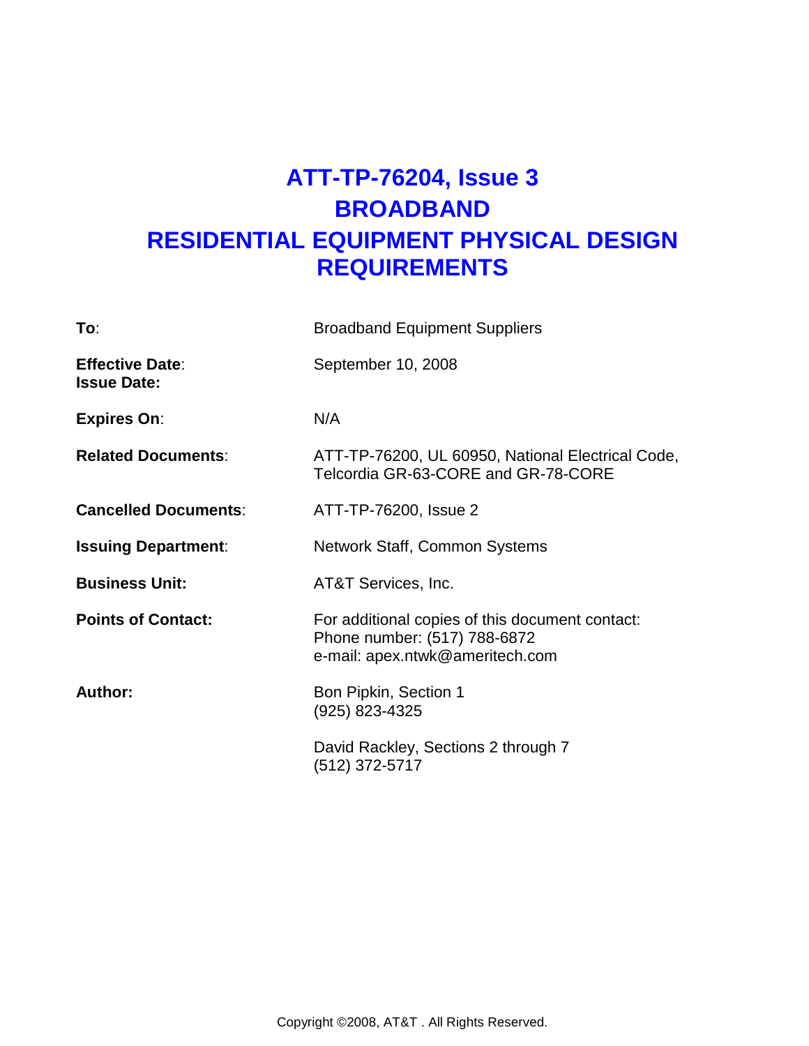# ATT-TP-76204, Issue 3
# BROADBAND
# RESIDENTIAL EQUIPMENT PHYSICAL DESIGN REQUIREMENTS

| | |
|---|---|
| **To**: | Broadband Equipment Suppliers |
| **Effective Date**:<br>**Issue Date:** | September 10, 2008 |
| **Expires On**: | N/A |
| **Related Documents**: | ATT-TP-76200, UL 60950, National Electrical Code, Telcordia GR-63-CORE and GR-78-CORE |
| **Cancelled Documents**: | ATT-TP-76200, Issue 2 |
| **Issuing Department**: | Network Staff, Common Systems |
| **Business Unit:** | AT&T Services, Inc. |
| **Points of Contact:** | For additional copies of this document contact:<br>Phone number: (517) 788-6872<br>e-mail: apex.ntwk@ameritech.com |
| **Author:** | Bon Pipkin, Section 1<br>(925) 823-4325<br><br>David Rackley, Sections 2 through 7<br>(512) 372-5717 |

Copyright ©2008, AT&T . All Rights Reserved.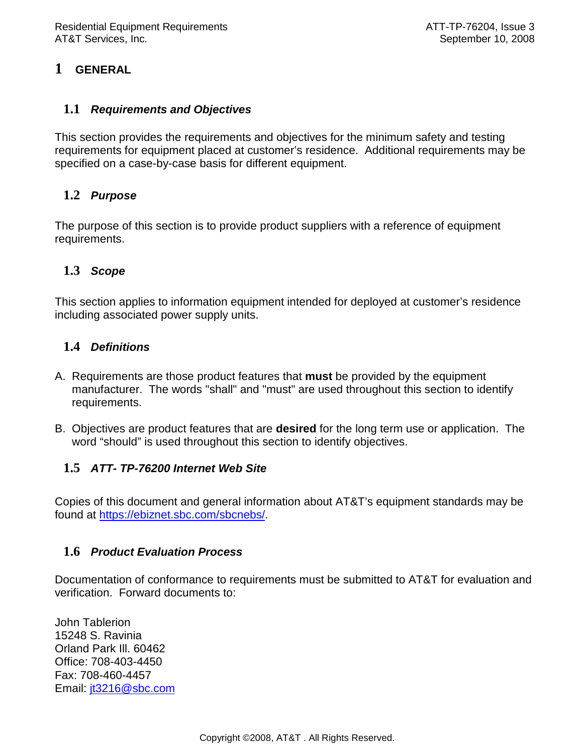# 1 GENERAL

## 1.1 *Requirements and Objectives*

This section provides the requirements and objectives for the minimum safety and testing requirements for equipment placed at customer's residence. Additional requirements may be specified on a case-by-case basis for different equipment.

## 1.2 *Purpose*

The purpose of this section is to provide product suppliers with a reference of equipment requirements.

## 1.3 *Scope*

This section applies to information equipment intended for deployed at customer's residence including associated power supply units.

## 1.4 *Definitions*

A. Requirements are those product features that **must** be provided by the equipment manufacturer. The words "shall" and "must" are used throughout this section to identify requirements.

B. Objectives are product features that are **desired** for the long term use or application. The word "should" is used throughout this section to identify objectives.

## 1.5 *ATT- TP-76200 Internet Web Site*

Copies of this document and general information about AT&T's equipment standards may be found at https://ebiznet.sbc.com/sbcnebs/.

## 1.6 *Product Evaluation Process*

Documentation of conformance to requirements must be submitted to AT&T for evaluation and verification. Forward documents to:

John Tablerion
15248 S. Ravinia
Orland Park Ill. 60462
Office: 708-403-4450
Fax: 708-460-4457
Email: jt3216@sbc.com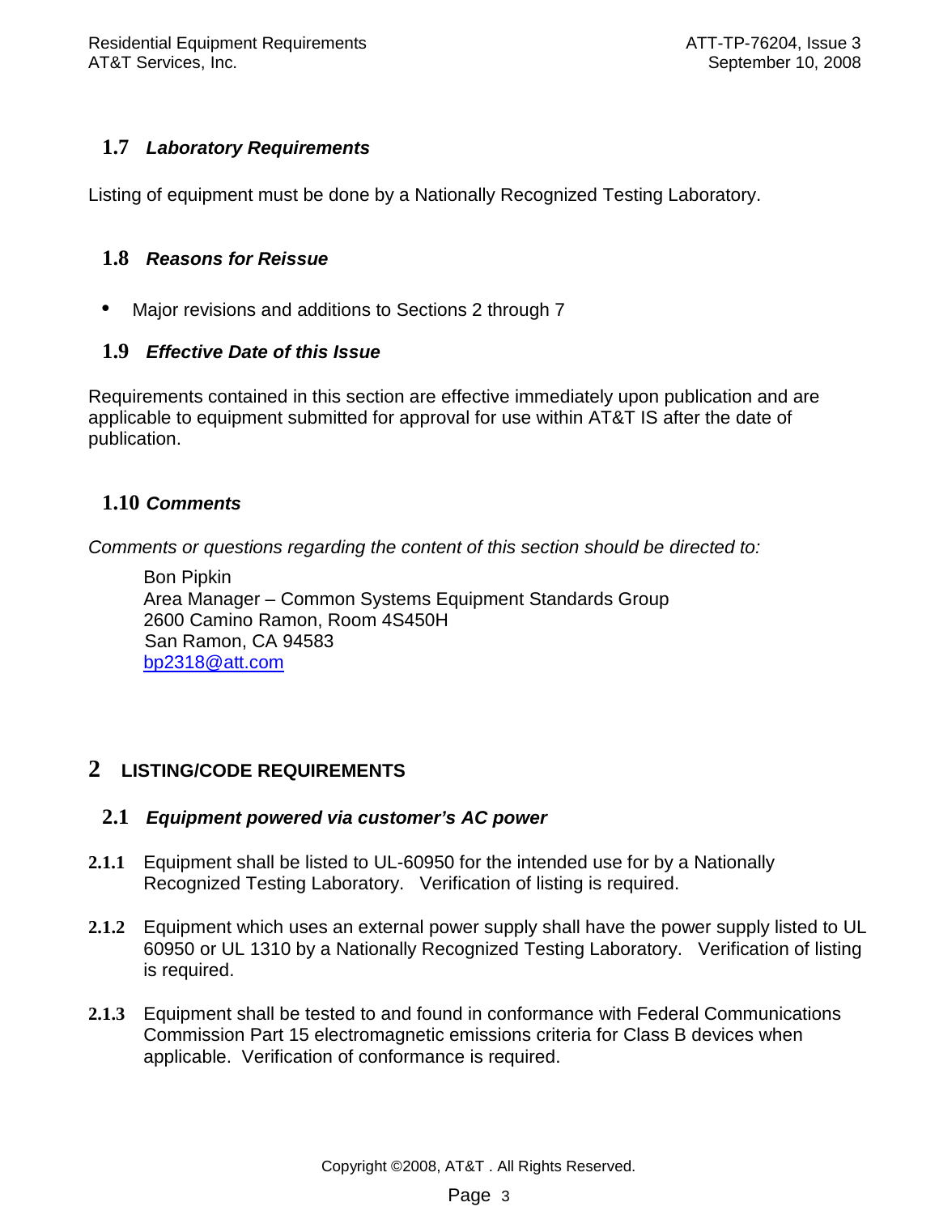## 1.7 *Laboratory Requirements*

Listing of equipment must be done by a Nationally Recognized Testing Laboratory.

## 1.8 *Reasons for Reissue*

- Major revisions and additions to Sections 2 through 7

## 1.9 *Effective Date of this Issue*

Requirements contained in this section are effective immediately upon publication and are applicable to equipment submitted for approval for use within AT&T IS after the date of publication.

## 1.10 *Comments*

*Comments or questions regarding the content of this section should be directed to:*

Bon Pipkin
Area Manager – Common Systems Equipment Standards Group
2600 Camino Ramon, Room 4S450H
San Ramon, CA 94583
bp2318@att.com

# 2 LISTING/CODE REQUIREMENTS

## 2.1 *Equipment powered via customer's AC power*

**2.1.1** Equipment shall be listed to UL-60950 for the intended use for by a Nationally Recognized Testing Laboratory. Verification of listing is required.

**2.1.2** Equipment which uses an external power supply shall have the power supply listed to UL 60950 or UL 1310 by a Nationally Recognized Testing Laboratory. Verification of listing is required.

**2.1.3** Equipment shall be tested to and found in conformance with Federal Communications Commission Part 15 electromagnetic emissions criteria for Class B devices when applicable. Verification of conformance is required.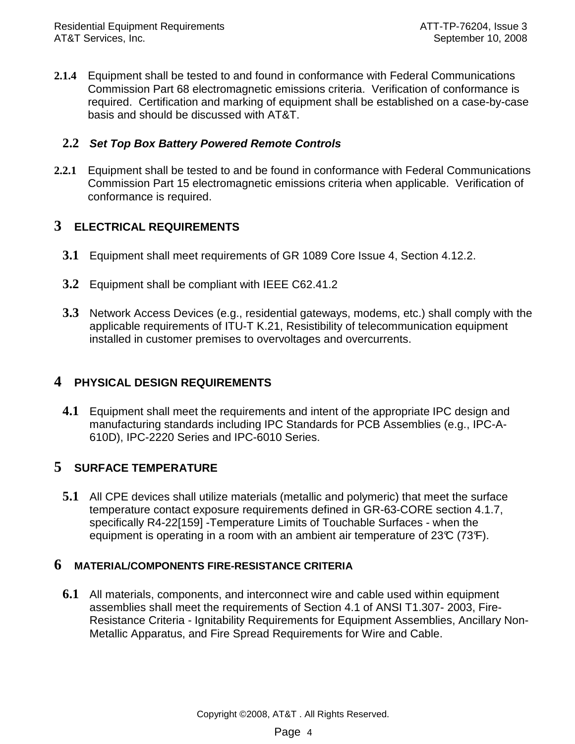**2.1.4** Equipment shall be tested to and found in conformance with Federal Communications Commission Part 68 electromagnetic emissions criteria. Verification of conformance is required. Certification and marking of equipment shall be established on a case-by-case basis and should be discussed with AT&T.

### 2.2 *Set Top Box Battery Powered Remote Controls*

**2.2.1** Equipment shall be tested to and be found in conformance with Federal Communications Commission Part 15 electromagnetic emissions criteria when applicable. Verification of conformance is required.

# 3 ELECTRICAL REQUIREMENTS

**3.1** Equipment shall meet requirements of GR 1089 Core Issue 4, Section 4.12.2.

**3.2** Equipment shall be compliant with IEEE C62.41.2

**3.3** Network Access Devices (e.g., residential gateways, modems, etc.) shall comply with the applicable requirements of ITU-T K.21, Resistibility of telecommunication equipment installed in customer premises to overvoltages and overcurrents.

# 4 PHYSICAL DESIGN REQUIREMENTS

**4.1** Equipment shall meet the requirements and intent of the appropriate IPC design and manufacturing standards including IPC Standards for PCB Assemblies (e.g., IPC-A-610D), IPC-2220 Series and IPC-6010 Series.

# 5 SURFACE TEMPERATURE

**5.1** All CPE devices shall utilize materials (metallic and polymeric) that meet the surface temperature contact exposure requirements defined in GR-63-CORE section 4.1.7, specifically R4-22[159] -Temperature Limits of Touchable Surfaces - when the equipment is operating in a room with an ambient air temperature of 23°C (73°F).

# 6 MATERIAL/COMPONENTS FIRE-RESISTANCE CRITERIA

**6.1** All materials, components, and interconnect wire and cable used within equipment assemblies shall meet the requirements of Section 4.1 of ANSI T1.307- 2003, Fire-Resistance Criteria - Ignitability Requirements for Equipment Assemblies, Ancillary Non-Metallic Apparatus, and Fire Spread Requirements for Wire and Cable.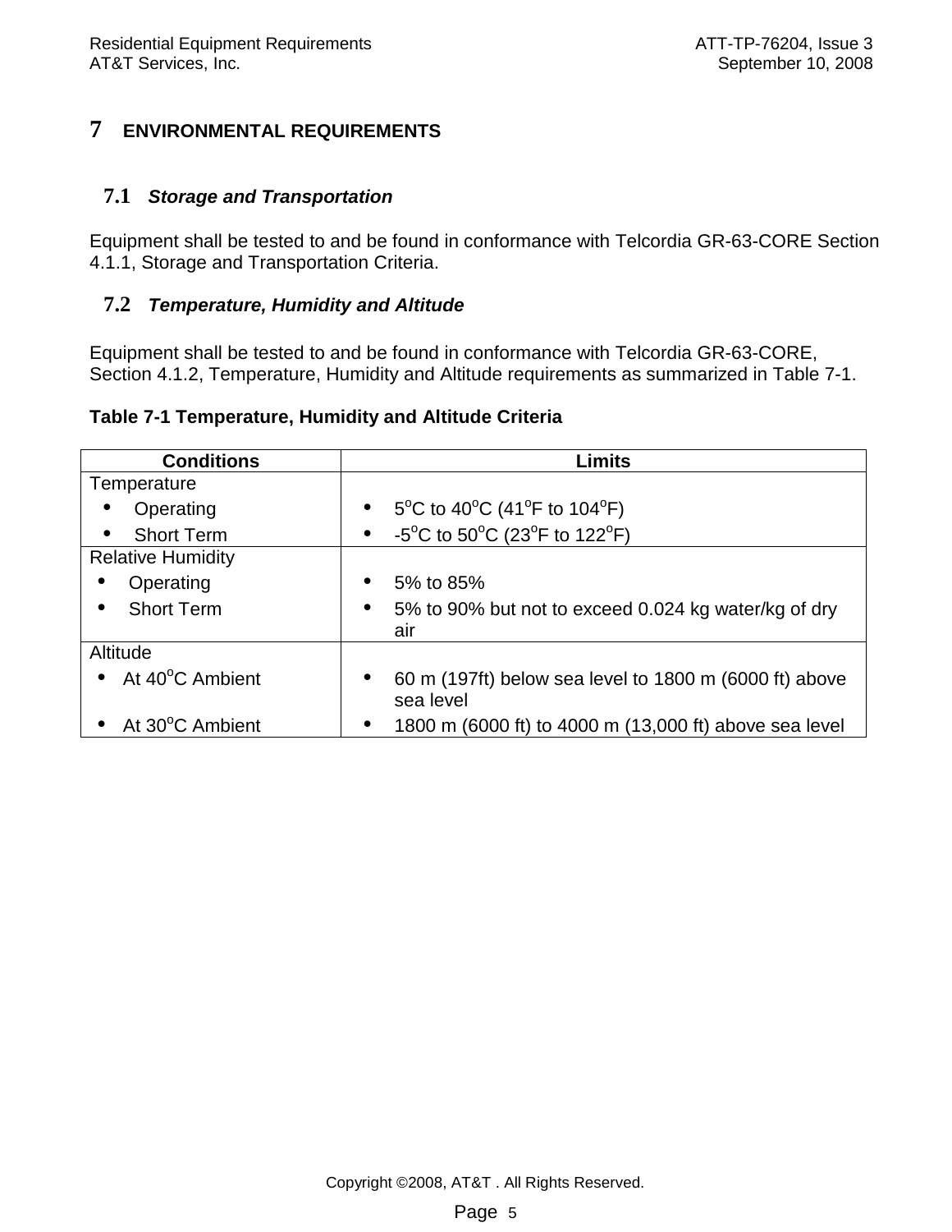# 7 ENVIRONMENTAL REQUIREMENTS

## 7.1 *Storage and Transportation*

Equipment shall be tested to and be found in conformance with Telcordia GR-63-CORE Section 4.1.1, Storage and Transportation Criteria.

## 7.2 *Temperature, Humidity and Altitude*

Equipment shall be tested to and be found in conformance with Telcordia GR-63-CORE, Section 4.1.2, Temperature, Humidity and Altitude requirements as summarized in Table 7-1.

**Table 7-1 Temperature, Humidity and Altitude Criteria**

| Conditions | Limits |
|---|---|
| Temperature<br>• Operating<br>• Short Term | <br>• 5°C to 40°C (41°F to 104°F)<br>• -5°C to 50°C (23°F to 122°F) |
| Relative Humidity<br>• Operating<br>• Short Term | <br>• 5% to 85%<br>• 5% to 90% but not to exceed 0.024 kg water/kg of dry air |
| Altitude<br>• At 40°C Ambient<br>• At 30°C Ambient | <br>• 60 m (197ft) below sea level to 1800 m (6000 ft) above sea level<br>• 1800 m (6000 ft) to 4000 m (13,000 ft) above sea level |

Copyright ©2008, AT&T . All Rights Reserved.